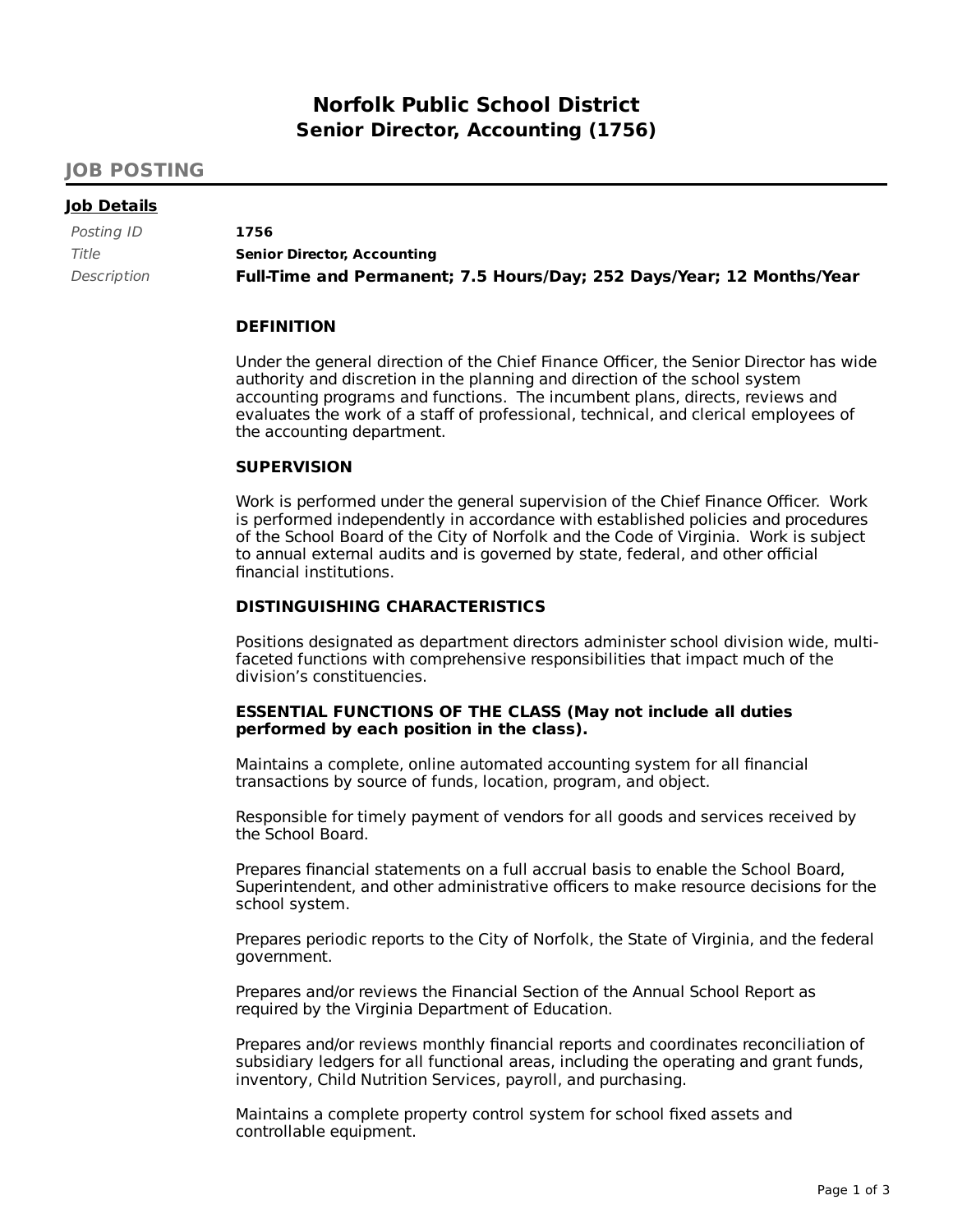# Norfolk Public School District
## Senior Director, Accounting (1756)

## JOB POSTING

### Job Details

| | |
|---|---|
| *Posting ID* | **1756** |
| *Title* | **Senior Director, Accounting** |
| *Description* | **Full-Time and Permanent; 7.5 Hours/Day; 252 Days/Year; 12 Months/Year** |

**DEFINITION**

Under the general direction of the Chief Finance Officer, the Senior Director has wide authority and discretion in the planning and direction of the school system accounting programs and functions. The incumbent plans, directs, reviews and evaluates the work of a staff of professional, technical, and clerical employees of the accounting department.

**SUPERVISION**

Work is performed under the general supervision of the Chief Finance Officer. Work is performed independently in accordance with established policies and procedures of the School Board of the City of Norfolk and the Code of Virginia. Work is subject to annual external audits and is governed by state, federal, and other official financial institutions.

**DISTINGUISHING CHARACTERISTICS**

Positions designated as department directors administer school division wide, multi-faceted functions with comprehensive responsibilities that impact much of the division's constituencies.

**ESSENTIAL FUNCTIONS OF THE CLASS (May not include all duties performed by each position in the class).**

Maintains a complete, online automated accounting system for all financial transactions by source of funds, location, program, and object.

Responsible for timely payment of vendors for all goods and services received by the School Board.

Prepares financial statements on a full accrual basis to enable the School Board, Superintendent, and other administrative officers to make resource decisions for the school system.

Prepares periodic reports to the City of Norfolk, the State of Virginia, and the federal government.

Prepares and/or reviews the Financial Section of the Annual School Report as required by the Virginia Department of Education.

Prepares and/or reviews monthly financial reports and coordinates reconciliation of subsidiary ledgers for all functional areas, including the operating and grant funds, inventory, Child Nutrition Services, payroll, and purchasing.

Maintains a complete property control system for school fixed assets and controllable equipment.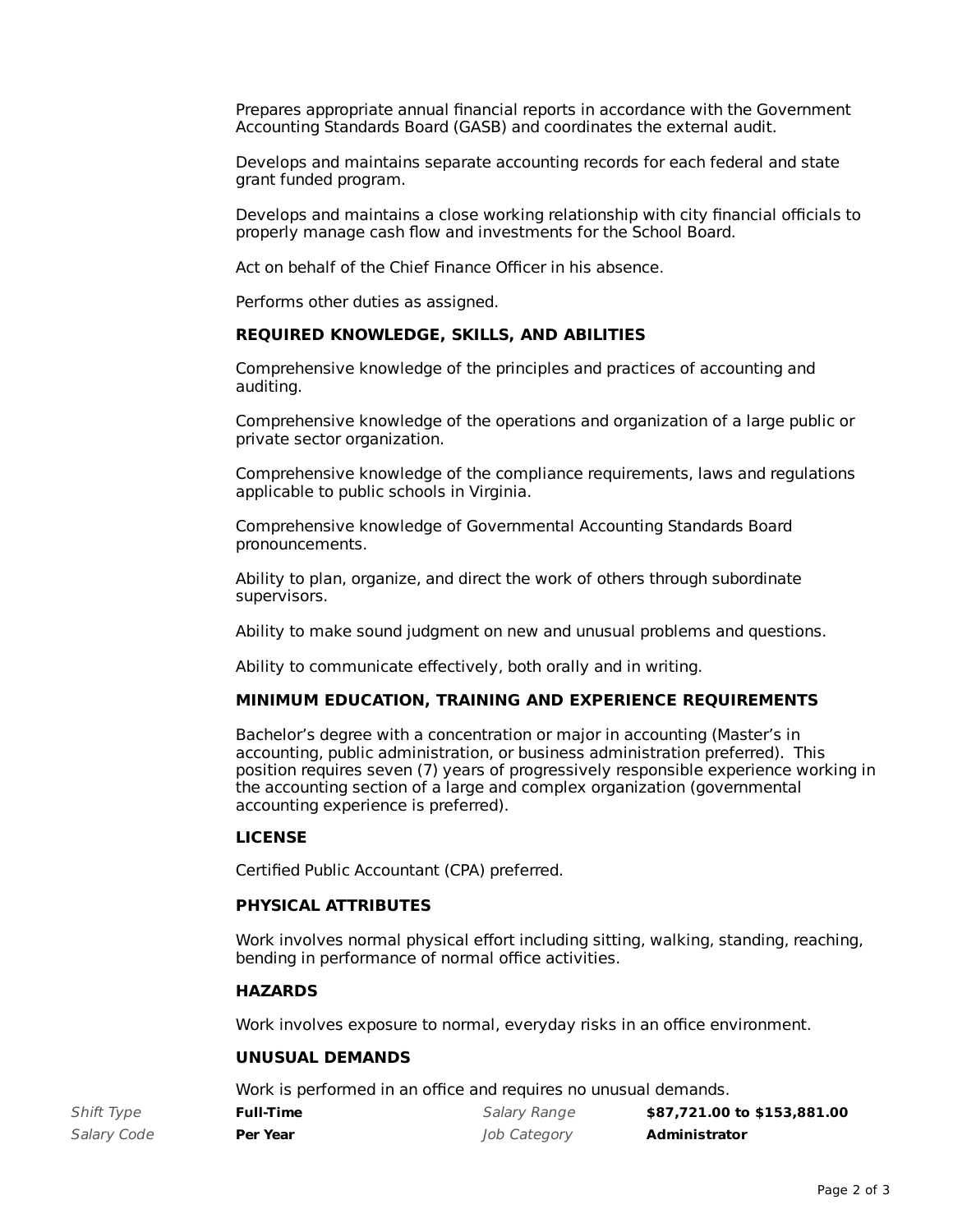Prepares appropriate annual financial reports in accordance with the Government Accounting Standards Board (GASB) and coordinates the external audit.

Develops and maintains separate accounting records for each federal and state grant funded program.

Develops and maintains a close working relationship with city financial officials to properly manage cash flow and investments for the School Board.

Act on behalf of the Chief Finance Officer in his absence.

Performs other duties as assigned.

**REQUIRED KNOWLEDGE, SKILLS, AND ABILITIES**

Comprehensive knowledge of the principles and practices of accounting and auditing.

Comprehensive knowledge of the operations and organization of a large public or private sector organization.

Comprehensive knowledge of the compliance requirements, laws and regulations applicable to public schools in Virginia.

Comprehensive knowledge of Governmental Accounting Standards Board pronouncements.

Ability to plan, organize, and direct the work of others through subordinate supervisors.

Ability to make sound judgment on new and unusual problems and questions.

Ability to communicate effectively, both orally and in writing.

**MINIMUM EDUCATION, TRAINING AND EXPERIENCE REQUIREMENTS**

Bachelor's degree with a concentration or major in accounting (Master's in accounting, public administration, or business administration preferred). This position requires seven (7) years of progressively responsible experience working in the accounting section of a large and complex organization (governmental accounting experience is preferred).

**LICENSE**

Certified Public Accountant (CPA) preferred.

**PHYSICAL ATTRIBUTES**

Work involves normal physical effort including sitting, walking, standing, reaching, bending in performance of normal office activities.

**HAZARDS**

Work involves exposure to normal, everyday risks in an office environment.

**UNUSUAL DEMANDS**

Work is performed in an office and requires no unusual demands.

| | | | |
|---|---|---|---|
| *Shift Type* | **Full-Time** | *Salary Range* | **$87,721.00 to $153,881.00** |
| *Salary Code* | **Per Year** | *Job Category* | **Administrator** |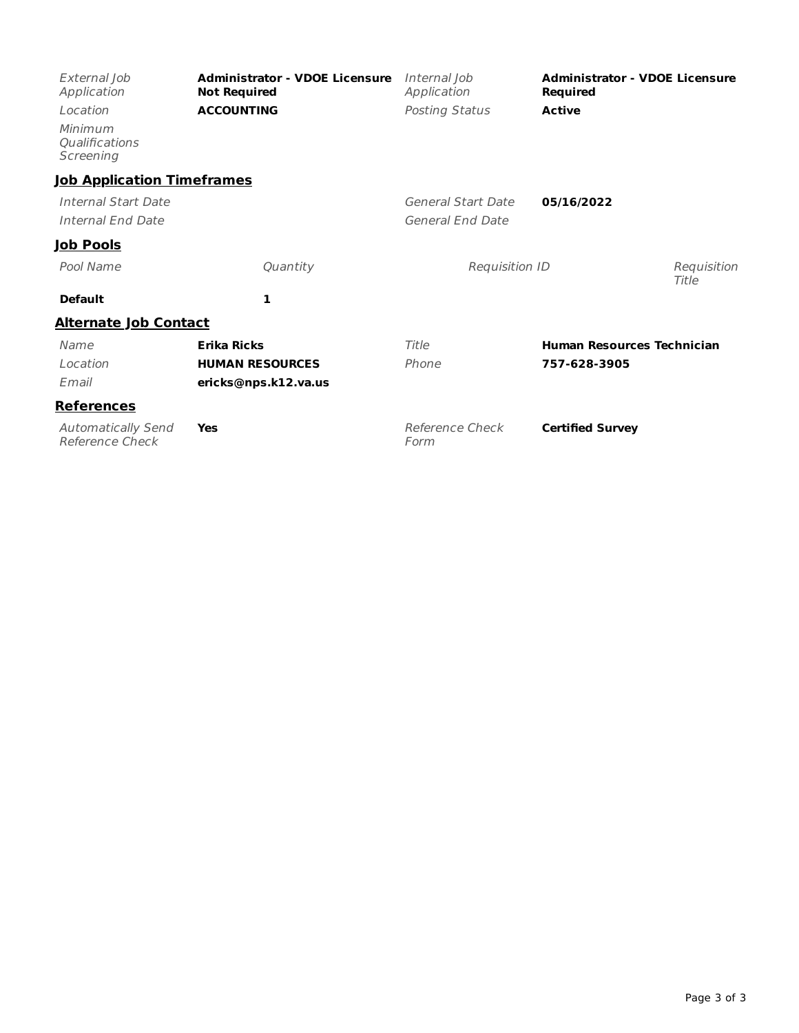| | | | |
|---|---|---|---|
| *External Job Application* | **Administrator - VDOE Licensure Not Required** | *Internal Job Application* | **Administrator - VDOE Licensure Required** |
| *Location* | **ACCOUNTING** | *Posting Status* | **Active** |
| *Minimum Qualifications Screening* | | | |

## Job Application Timeframes

| | | | |
|---|---|---|---|
| *Internal Start Date* | | *General Start Date* | **05/16/2022** |
| *Internal End Date* | | *General End Date* | |

## Job Pools

| *Pool Name* | *Quantity* | *Requisition ID* | *Requisition Title* |
|---|---|---|---|
| **Default** | **1** | | |

## Alternate Job Contact

| | | | |
|---|---|---|---|
| *Name* | **Erika Ricks** | *Title* | **Human Resources Technician** |
| *Location* | **HUMAN RESOURCES** | *Phone* | **757-628-3905** |
| *Email* | **ericks@nps.k12.va.us** | | |

## References

| | | | |
|---|---|---|---|
| *Automatically Send Reference Check* | **Yes** | *Reference Check Form* | **Certified Survey** |